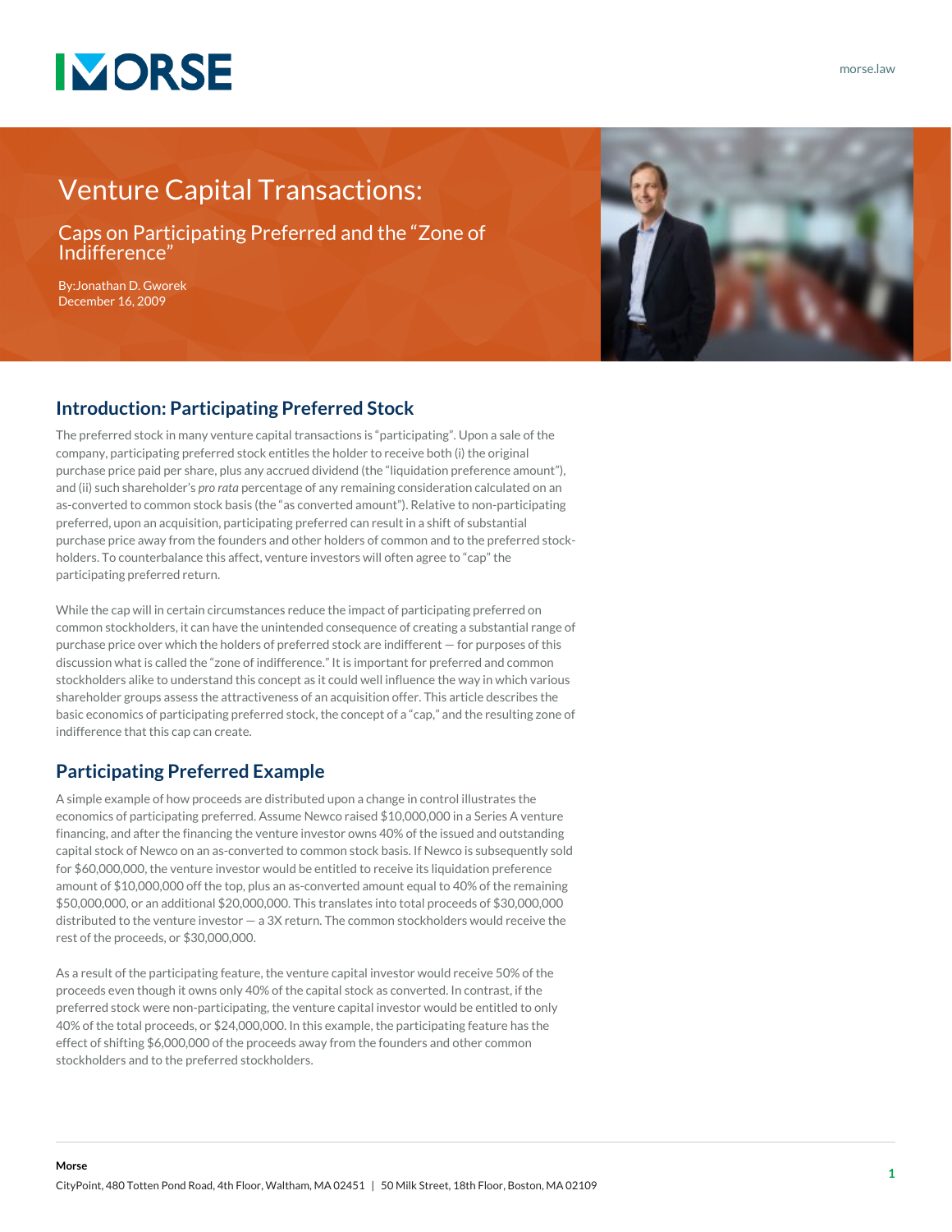# Venture Capital Transactions:

## Caps on Participating Preferred and the "Zone of Indifference"

By:Jonathan D. Gworek
December 16, 2009

## Introduction: Participating Preferred Stock

The preferred stock in many venture capital transactions is "participating". Upon a sale of the company, participating preferred stock entitles the holder to receive both (i) the original purchase price paid per share, plus any accrued dividend (the "liquidation preference amount"), and (ii) such shareholder's *pro rata* percentage of any remaining consideration calculated on an as-converted to common stock basis (the "as converted amount"). Relative to non-participating preferred, upon an acquisition, participating preferred can result in a shift of substantial purchase price away from the founders and other holders of common and to the preferred stock-holders. To counterbalance this affect, venture investors will often agree to "cap" the participating preferred return.

While the cap will in certain circumstances reduce the impact of participating preferred on common stockholders, it can have the unintended consequence of creating a substantial range of purchase price over which the holders of preferred stock are indifferent — for purposes of this discussion what is called the "zone of indifference." It is important for preferred and common stockholders alike to understand this concept as it could well influence the way in which various shareholder groups assess the attractiveness of an acquisition offer. This article describes the basic economics of participating preferred stock, the concept of a "cap," and the resulting zone of indifference that this cap can create.

## Participating Preferred Example

A simple example of how proceeds are distributed upon a change in control illustrates the economics of participating preferred. Assume Newco raised $10,000,000 in a Series A venture financing, and after the financing the venture investor owns 40% of the issued and outstanding capital stock of Newco on an as-converted to common stock basis. If Newco is subsequently sold for $60,000,000, the venture investor would be entitled to receive its liquidation preference amount of $10,000,000 off the top, plus an as-converted amount equal to 40% of the remaining $50,000,000, or an additional $20,000,000. This translates into total proceeds of $30,000,000 distributed to the venture investor — a 3X return. The common stockholders would receive the rest of the proceeds, or $30,000,000.

As a result of the participating feature, the venture capital investor would receive 50% of the proceeds even though it owns only 40% of the capital stock as converted. In contrast, if the preferred stock were non-participating, the venture capital investor would be entitled to only 40% of the total proceeds, or $24,000,000. In this example, the participating feature has the effect of shifting $6,000,000 of the proceeds away from the founders and other common stockholders and to the preferred stockholders.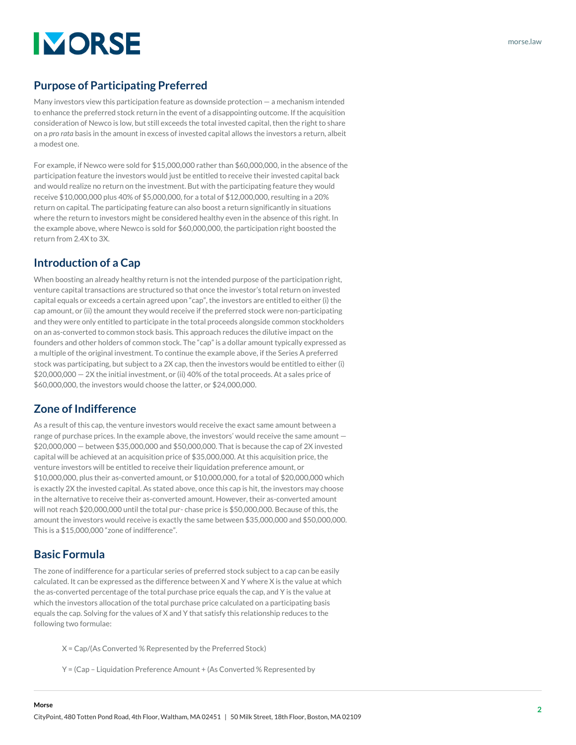## Purpose of Participating Preferred

Many investors view this participation feature as downside protection — a mechanism intended to enhance the preferred stock return in the event of a disappointing outcome. If the acquisition consideration of Newco is low, but still exceeds the total invested capital, then the right to share on a *pro rata* basis in the amount in excess of invested capital allows the investors a return, albeit a modest one.

For example, if Newco were sold for $15,000,000 rather than $60,000,000, in the absence of the participation feature the investors would just be entitled to receive their invested capital back and would realize no return on the investment. But with the participating feature they would receive $10,000,000 plus 40% of $5,000,000, for a total of $12,000,000, resulting in a 20% return on capital. The participating feature can also boost a return significantly in situations where the return to investors might be considered healthy even in the absence of this right. In the example above, where Newco is sold for $60,000,000, the participation right boosted the return from 2.4X to 3X.

## Introduction of a Cap

When boosting an already healthy return is not the intended purpose of the participation right, venture capital transactions are structured so that once the investor's total return on invested capital equals or exceeds a certain agreed upon "cap", the investors are entitled to either (i) the cap amount, or (ii) the amount they would receive if the preferred stock were non-participating and they were only entitled to participate in the total proceeds alongside common stockholders on an as-converted to common stock basis. This approach reduces the dilutive impact on the founders and other holders of common stock. The "cap" is a dollar amount typically expressed as a multiple of the original investment. To continue the example above, if the Series A preferred stock was participating, but subject to a 2X cap, then the investors would be entitled to either (i) $20,000,000 — 2X the initial investment, or (ii) 40% of the total proceeds. At a sales price of $60,000,000, the investors would choose the latter, or $24,000,000.

## Zone of Indifference

As a result of this cap, the venture investors would receive the exact same amount between a range of purchase prices. In the example above, the investors' would receive the same amount — $20,000,000 — between $35,000,000 and $50,000,000. That is because the cap of 2X invested capital will be achieved at an acquisition price of $35,000,000. At this acquisition price, the venture investors will be entitled to receive their liquidation preference amount, or $10,000,000, plus their as-converted amount, or $10,000,000, for a total of $20,000,000 which is exactly 2X the invested capital. As stated above, once this cap is hit, the investors may choose in the alternative to receive their as-converted amount. However, their as-converted amount will not reach $20,000,000 until the total pur- chase price is $50,000,000. Because of this, the amount the investors would receive is exactly the same between $35,000,000 and $50,000,000. This is a $15,000,000 "zone of indifference".

## Basic Formula

The zone of indifference for a particular series of preferred stock subject to a cap can be easily calculated. It can be expressed as the difference between X and Y where X is the value at which the as-converted percentage of the total purchase price equals the cap, and Y is the value at which the investors allocation of the total purchase price calculated on a participating basis equals the cap. Solving for the values of X and Y that satisfy this relationship reduces to the following two formulae:

X = Cap/(As Converted % Represented by the Preferred Stock)

Y = (Cap – Liquidation Preference Amount + (As Converted % Represented by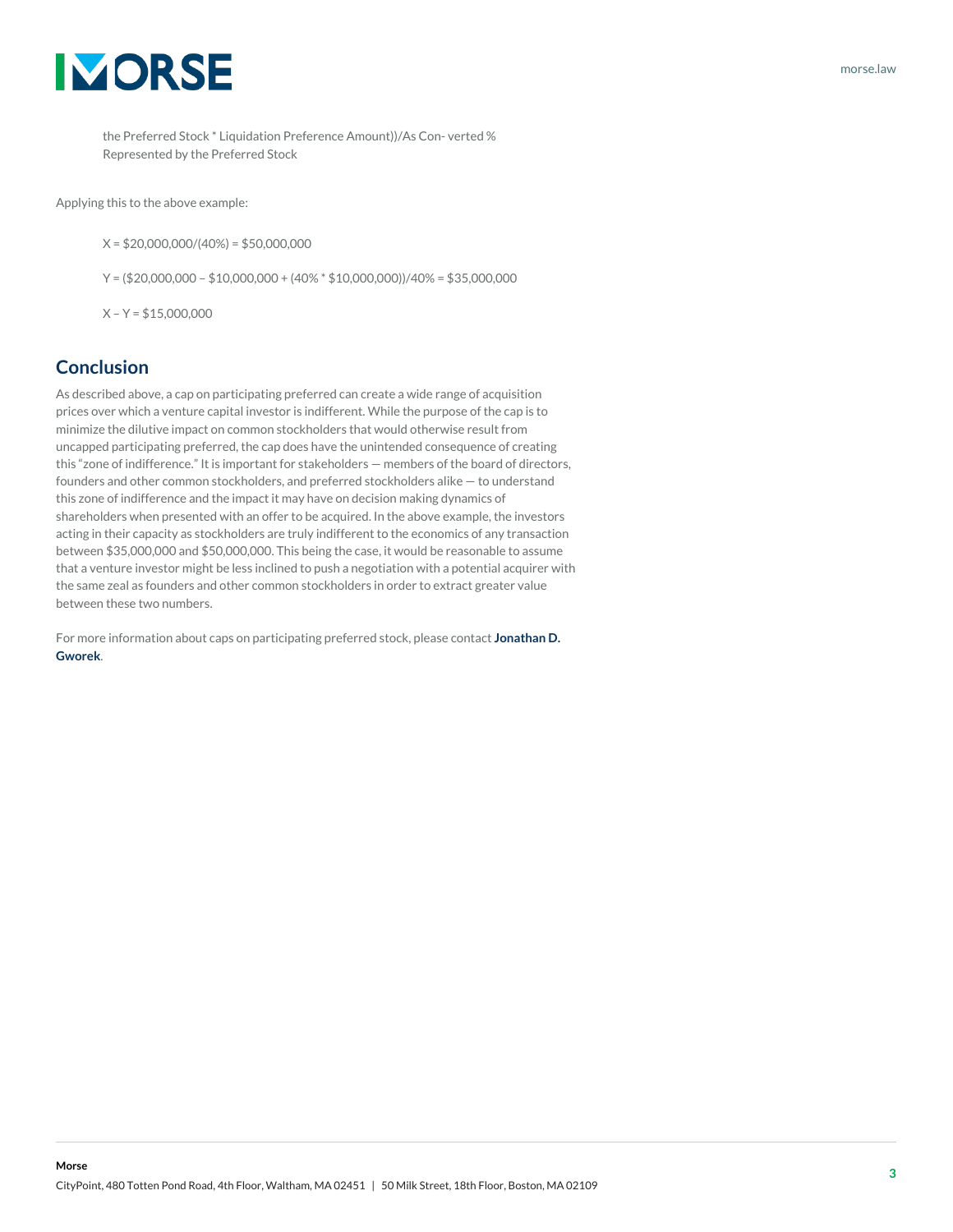the Preferred Stock * Liquidation Preference Amount))/As Con- verted % Represented by the Preferred Stock

Applying this to the above example:

X = $20,000,000/(40%) = $50,000,000

Y = ($20,000,000 – $10,000,000 + (40% * $10,000,000))/40% = $35,000,000

X – Y = $15,000,000

## Conclusion

As described above, a cap on participating preferred can create a wide range of acquisition prices over which a venture capital investor is indifferent. While the purpose of the cap is to minimize the dilutive impact on common stockholders that would otherwise result from uncapped participating preferred, the cap does have the unintended consequence of creating this "zone of indifference." It is important for stakeholders — members of the board of directors, founders and other common stockholders, and preferred stockholders alike — to understand this zone of indifference and the impact it may have on decision making dynamics of shareholders when presented with an offer to be acquired. In the above example, the investors acting in their capacity as stockholders are truly indifferent to the economics of any transaction between $35,000,000 and $50,000,000. This being the case, it would be reasonable to assume that a venture investor might be less inclined to push a negotiation with a potential acquirer with the same zeal as founders and other common stockholders in order to extract greater value between these two numbers.

For more information about caps on participating preferred stock, please contact **Jonathan D. Gworek**.